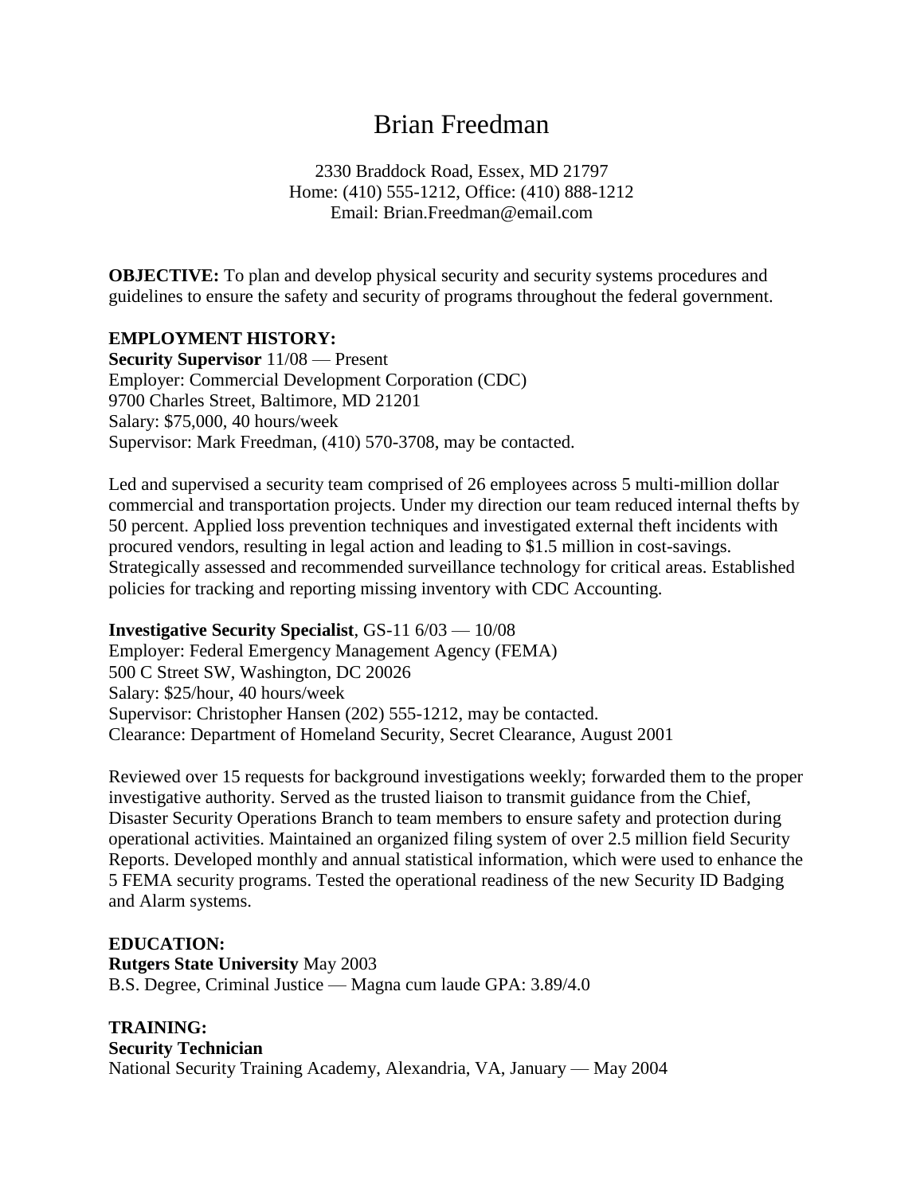# Brian Freedman

2330 Braddock Road, Essex, MD 21797
Home: (410) 555-1212, Office: (410) 888-1212
Email: Brian.Freedman@email.com

**OBJECTIVE:** To plan and develop physical security and security systems procedures and guidelines to ensure the safety and security of programs throughout the federal government.

**EMPLOYMENT HISTORY:**

**Security Supervisor** 11/08 — Present
Employer: Commercial Development Corporation (CDC)
9700 Charles Street, Baltimore, MD 21201
Salary: $75,000, 40 hours/week
Supervisor: Mark Freedman, (410) 570-3708, may be contacted.

Led and supervised a security team comprised of 26 employees across 5 multi-million dollar commercial and transportation projects. Under my direction our team reduced internal thefts by 50 percent. Applied loss prevention techniques and investigated external theft incidents with procured vendors, resulting in legal action and leading to $1.5 million in cost-savings. Strategically assessed and recommended surveillance technology for critical areas. Established policies for tracking and reporting missing inventory with CDC Accounting.

**Investigative Security Specialist**, GS-11 6/03 — 10/08
Employer: Federal Emergency Management Agency (FEMA)
500 C Street SW, Washington, DC 20026
Salary: $25/hour, 40 hours/week
Supervisor: Christopher Hansen (202) 555-1212, may be contacted.
Clearance: Department of Homeland Security, Secret Clearance, August 2001

Reviewed over 15 requests for background investigations weekly; forwarded them to the proper investigative authority. Served as the trusted liaison to transmit guidance from the Chief, Disaster Security Operations Branch to team members to ensure safety and protection during operational activities. Maintained an organized filing system of over 2.5 million field Security Reports. Developed monthly and annual statistical information, which were used to enhance the 5 FEMA security programs. Tested the operational readiness of the new Security ID Badging and Alarm systems.

**EDUCATION:**

**Rutgers State University** May 2003
B.S. Degree, Criminal Justice — Magna cum laude GPA: 3.89/4.0

**TRAINING:**

**Security Technician**
National Security Training Academy, Alexandria, VA, January — May 2004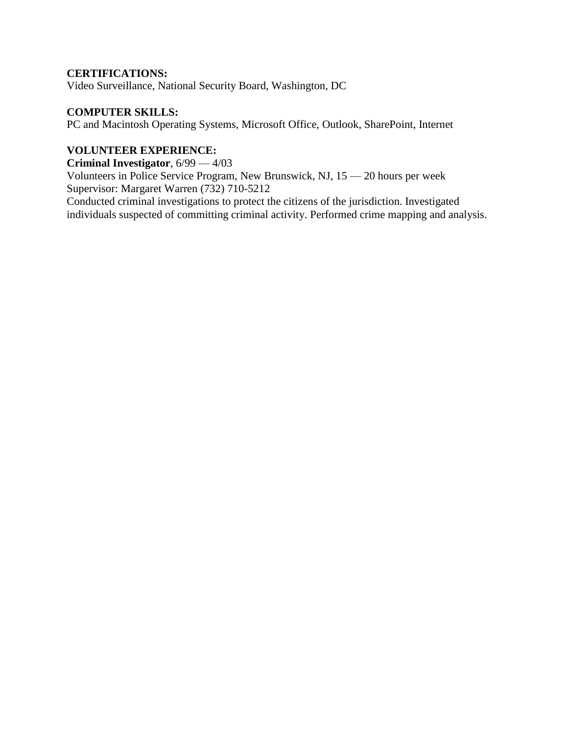**CERTIFICATIONS:**
Video Surveillance, National Security Board, Washington, DC

**COMPUTER SKILLS:**
PC and Macintosh Operating Systems, Microsoft Office, Outlook, SharePoint, Internet

**VOLUNTEER EXPERIENCE:**
**Criminal Investigator**, 6/99 — 4/03
Volunteers in Police Service Program, New Brunswick, NJ, 15 — 20 hours per week
Supervisor: Margaret Warren (732) 710-5212
Conducted criminal investigations to protect the citizens of the jurisdiction. Investigated individuals suspected of committing criminal activity. Performed crime mapping and analysis.